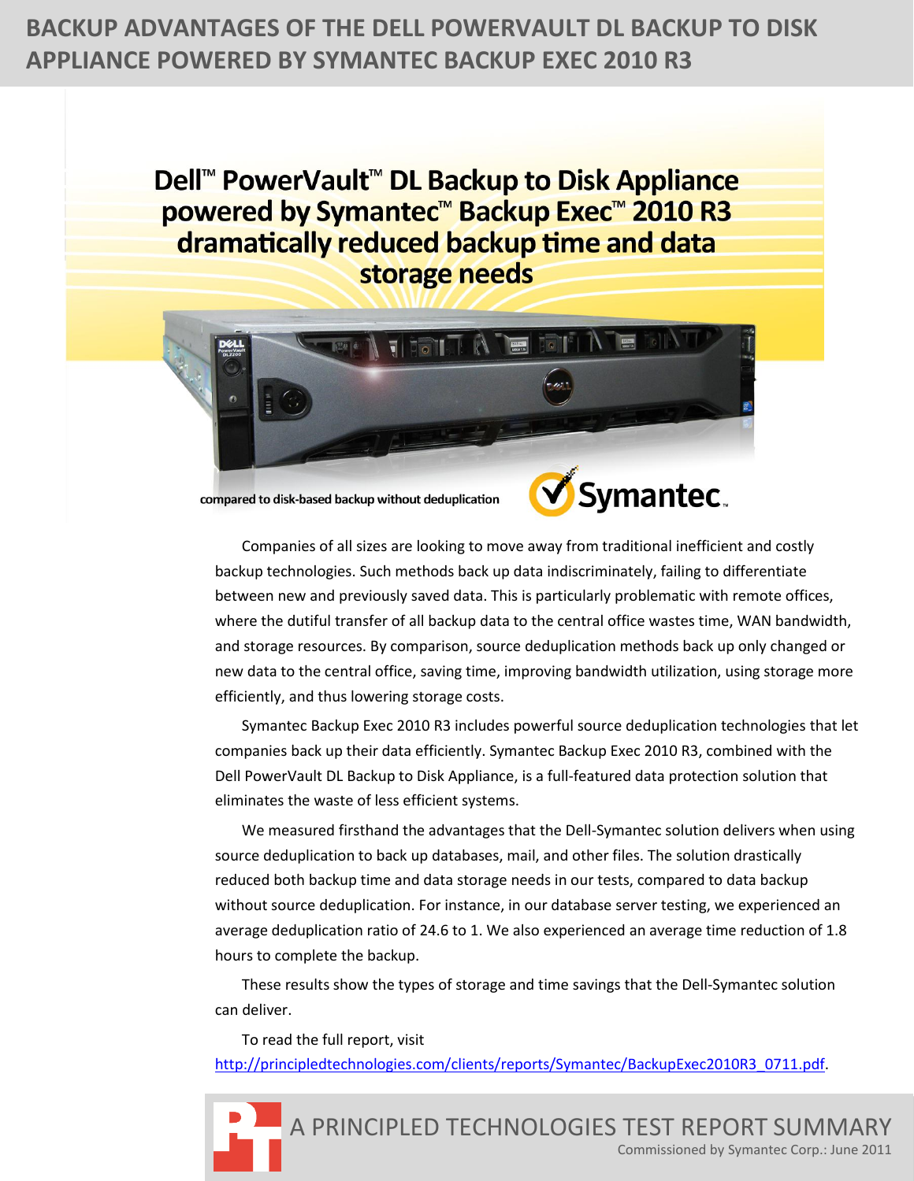# BACKUP ADVANTAGES OF THE DELL POWERVAULT DL BACKUP TO DISK APPLIANCE POWERED BY SYMANTEC BACKUP EXEC 2010 R3

## Dell™ PowerVault™ DL Backup to Disk Appliance powered by Symantec™ Backup Exec™ 2010 R3 dramatically reduced backup time and data storage needs

compared to disk-based backup without deduplication

Symantec

Companies of all sizes are looking to move away from traditional inefficient and costly backup technologies. Such methods back up data indiscriminately, failing to differentiate between new and previously saved data. This is particularly problematic with remote offices, where the dutiful transfer of all backup data to the central office wastes time, WAN bandwidth, and storage resources. By comparison, source deduplication methods back up only changed or new data to the central office, saving time, improving bandwidth utilization, using storage more efficiently, and thus lowering storage costs.

Symantec Backup Exec 2010 R3 includes powerful source deduplication technologies that let companies back up their data efficiently. Symantec Backup Exec 2010 R3, combined with the Dell PowerVault DL Backup to Disk Appliance, is a full-featured data protection solution that eliminates the waste of less efficient systems.

We measured firsthand the advantages that the Dell-Symantec solution delivers when using source deduplication to back up databases, mail, and other files. The solution drastically reduced both backup time and data storage needs in our tests, compared to data backup without source deduplication. For instance, in our database server testing, we experienced an average deduplication ratio of 24.6 to 1. We also experienced an average time reduction of 1.8 hours to complete the backup.

These results show the types of storage and time savings that the Dell-Symantec solution can deliver.

To read the full report, visit http://principledtechnologies.com/clients/reports/Symantec/BackupExec2010R3_0711.pdf.

A PRINCIPLED TECHNOLOGIES TEST REPORT SUMMARY

Commissioned by Symantec Corp.: June 2011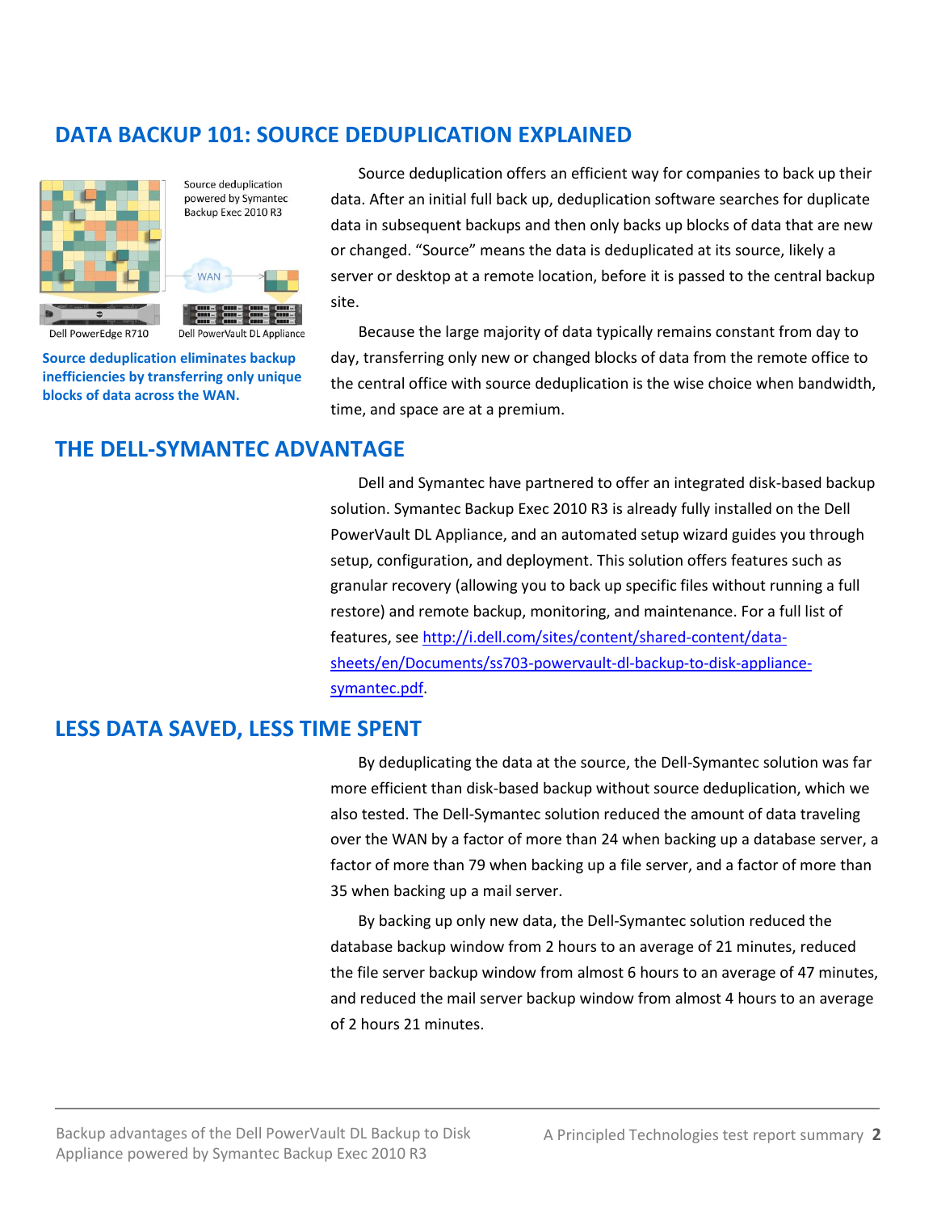## DATA BACKUP 101: SOURCE DEDUPLICATION EXPLAINED

Source deduplication powered by Symantec Backup Exec 2010 R3

WAN

Dell PowerEdge R710

Dell PowerVault DL Appliance

**Source deduplication eliminates backup inefficiencies by transferring only unique blocks of data across the WAN.**

Source deduplication offers an efficient way for companies to back up their data. After an initial full back up, deduplication software searches for duplicate data in subsequent backups and then only backs up blocks of data that are new or changed. "Source" means the data is deduplicated at its source, likely a server or desktop at a remote location, before it is passed to the central backup site.

Because the large majority of data typically remains constant from day to day, transferring only new or changed blocks of data from the remote office to the central office with source deduplication is the wise choice when bandwidth, time, and space are at a premium.

## THE DELL-SYMANTEC ADVANTAGE

Dell and Symantec have partnered to offer an integrated disk-based backup solution. Symantec Backup Exec 2010 R3 is already fully installed on the Dell PowerVault DL Appliance, and an automated setup wizard guides you through setup, configuration, and deployment. This solution offers features such as granular recovery (allowing you to back up specific files without running a full restore) and remote backup, monitoring, and maintenance. For a full list of features, see [http://i.dell.com/sites/content/shared-content/data-sheets/en/Documents/ss703-powervault-dl-backup-to-disk-appliance-symantec.pdf](http://i.dell.com/sites/content/shared-content/data-sheets/en/Documents/ss703-powervault-dl-backup-to-disk-appliance-symantec.pdf).

## LESS DATA SAVED, LESS TIME SPENT

By deduplicating the data at the source, the Dell-Symantec solution was far more efficient than disk-based backup without source deduplication, which we also tested. The Dell-Symantec solution reduced the amount of data traveling over the WAN by a factor of more than 24 when backing up a database server, a factor of more than 79 when backing up a file server, and a factor of more than 35 when backing up a mail server.

By backing up only new data, the Dell-Symantec solution reduced the database backup window from 2 hours to an average of 21 minutes, reduced the file server backup window from almost 6 hours to an average of 47 minutes, and reduced the mail server backup window from almost 4 hours to an average of 2 hours 21 minutes.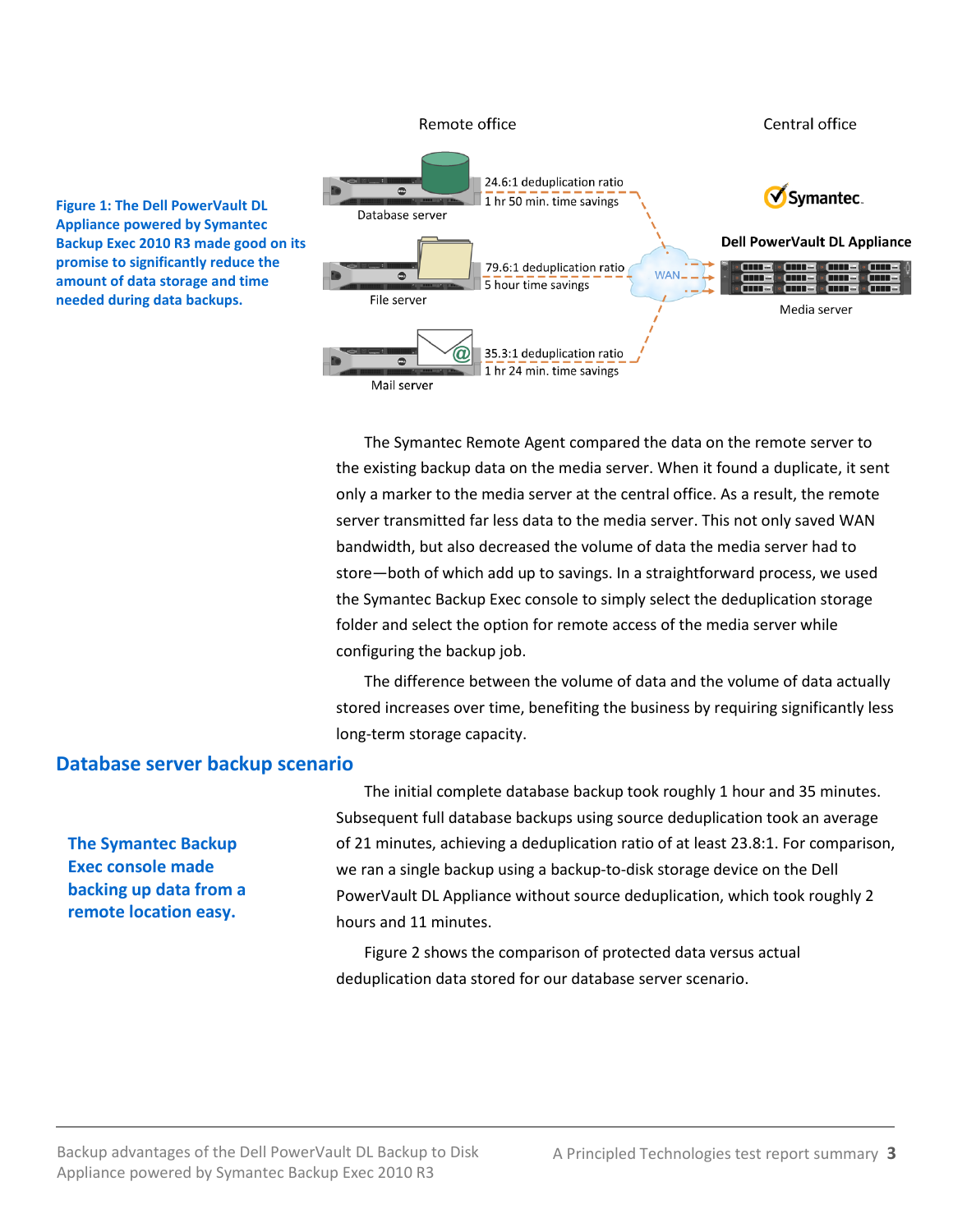Remote office

Central office

24.6:1 deduplication ratio
1 hr 50 min. time savings

Database server

79.6:1 deduplication ratio
5 hour time savings

File server

35.3:1 deduplication ratio
1 hr 24 min. time savings

Mail server

WAN

Symantec.

Dell PowerVault DL Appliance

Media server

**Figure 1: The Dell PowerVault DL Appliance powered by Symantec Backup Exec 2010 R3 made good on its promise to significantly reduce the amount of data storage and time needed during data backups.**

The Symantec Remote Agent compared the data on the remote server to the existing backup data on the media server. When it found a duplicate, it sent only a marker to the media server at the central office. As a result, the remote server transmitted far less data to the media server. This not only saved WAN bandwidth, but also decreased the volume of data the media server had to store—both of which add up to savings. In a straightforward process, we used the Symantec Backup Exec console to simply select the deduplication storage folder and select the option for remote access of the media server while configuring the backup job.

The difference between the volume of data and the volume of data actually stored increases over time, benefiting the business by requiring significantly less long-term storage capacity.

## Database server backup scenario

**The Symantec Backup Exec console made backing up data from a remote location easy.**

The initial complete database backup took roughly 1 hour and 35 minutes. Subsequent full database backups using source deduplication took an average of 21 minutes, achieving a deduplication ratio of at least 23.8:1. For comparison, we ran a single backup using a backup-to-disk storage device on the Dell PowerVault DL Appliance without source deduplication, which took roughly 2 hours and 11 minutes.

Figure 2 shows the comparison of protected data versus actual deduplication data stored for our database server scenario.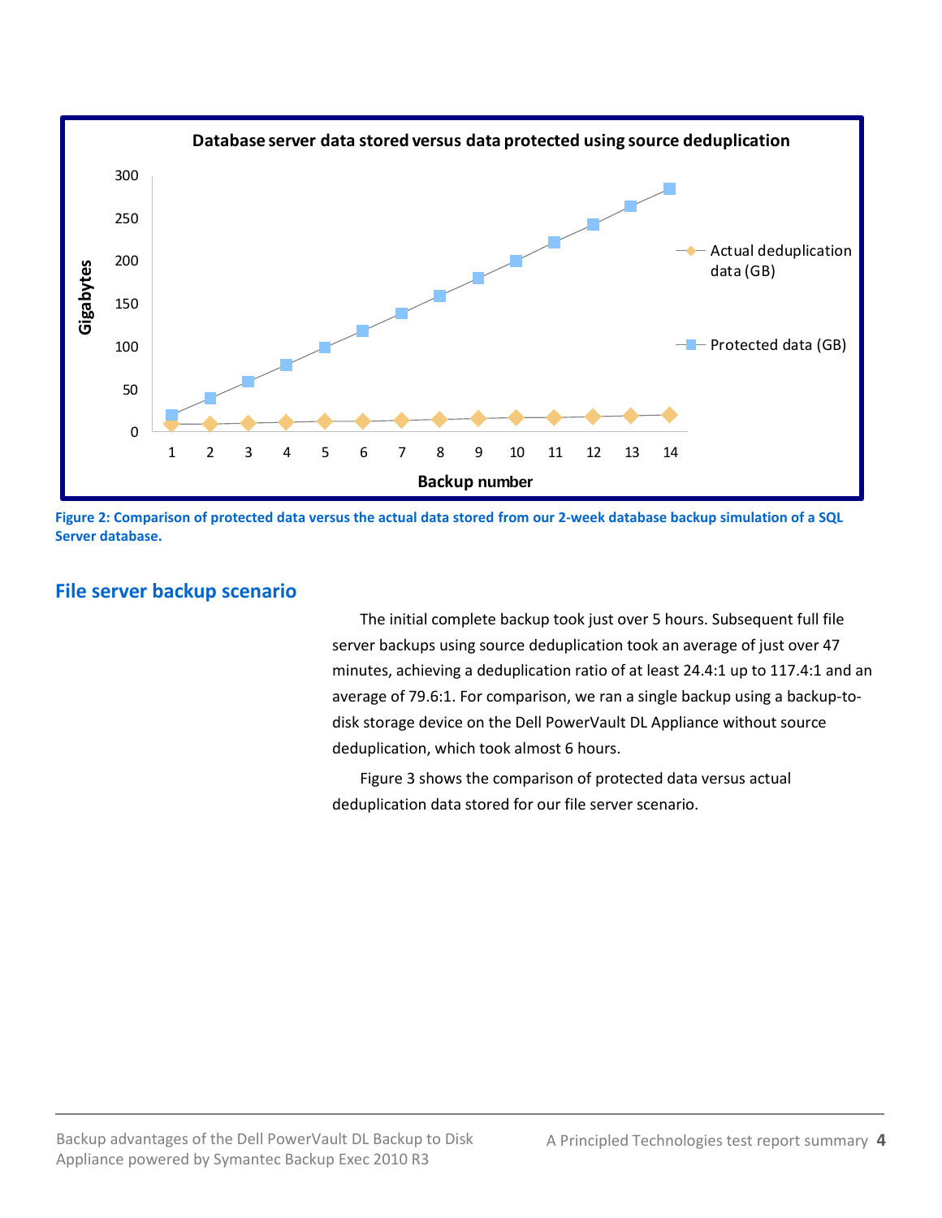**Figure 2: Comparison of protected data versus the actual data stored from our 2-week database backup simulation of a SQL Server database.**

## File server backup scenario

The initial complete backup took just over 5 hours. Subsequent full file server backups using source deduplication took an average of just over 47 minutes, achieving a deduplication ratio of at least 24.4:1 up to 117.4:1 and an average of 79.6:1. For comparison, we ran a single backup using a backup-to-disk storage device on the Dell PowerVault DL Appliance without source deduplication, which took almost 6 hours.

Figure 3 shows the comparison of protected data versus actual deduplication data stored for our file server scenario.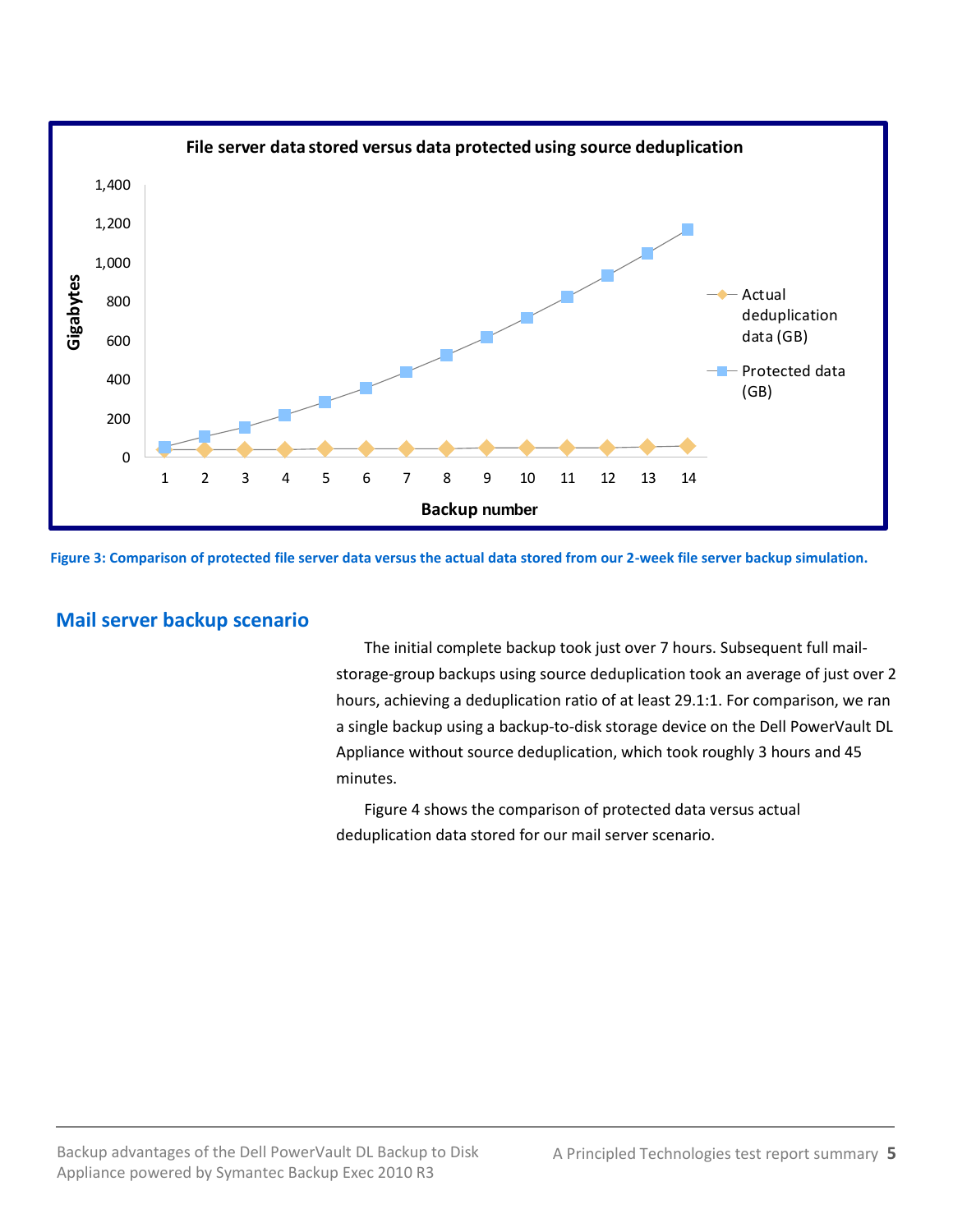Figure 3: Comparison of protected file server data versus the actual data stored from our 2-week file server backup simulation.

## Mail server backup scenario

The initial complete backup took just over 7 hours. Subsequent full mail-storage-group backups using source deduplication took an average of just over 2 hours, achieving a deduplication ratio of at least 29.1:1. For comparison, we ran a single backup using a backup-to-disk storage device on the Dell PowerVault DL Appliance without source deduplication, which took roughly 3 hours and 45 minutes.

Figure 4 shows the comparison of protected data versus actual deduplication data stored for our mail server scenario.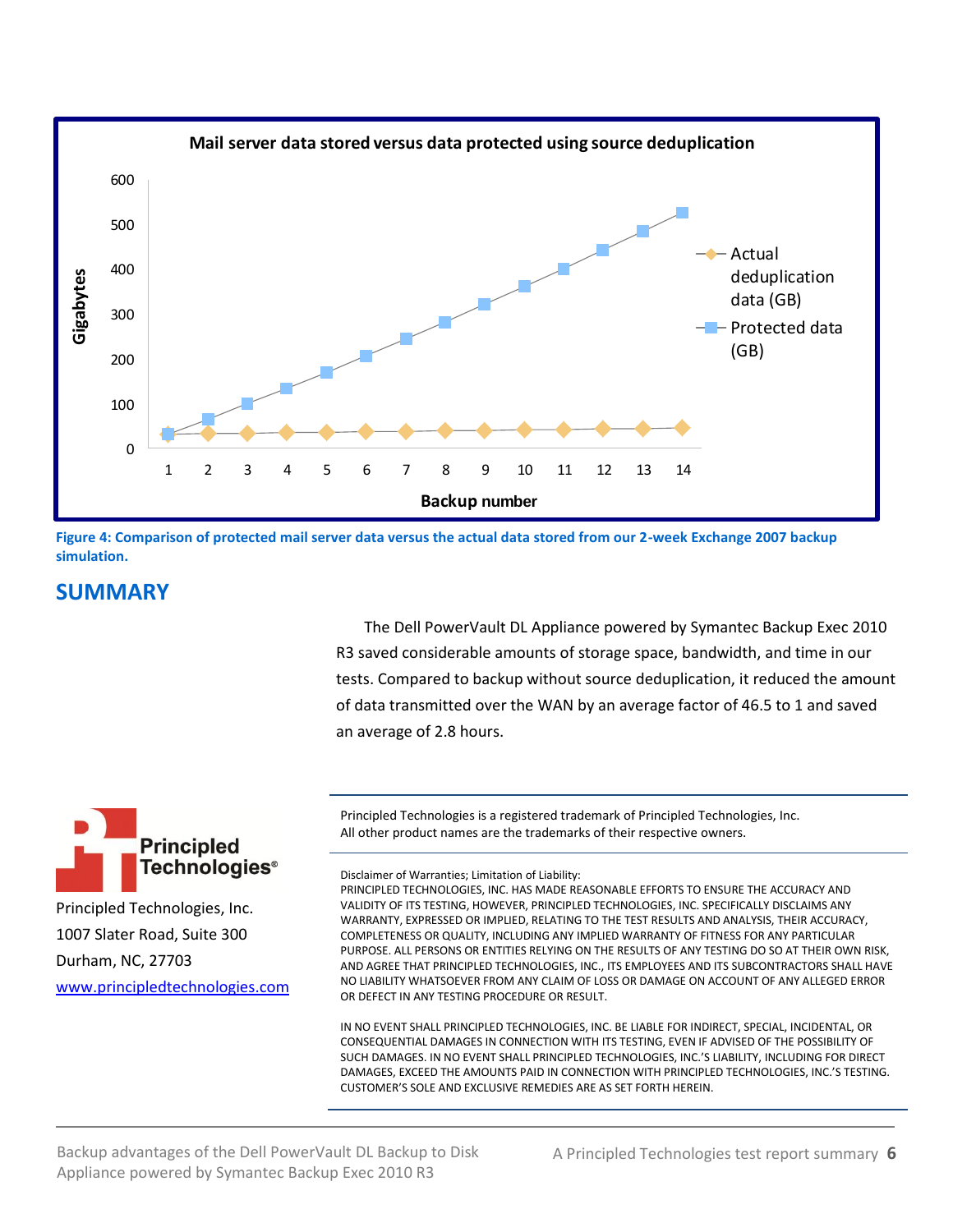Mail server data stored versus data protected using source deduplication

Gigabytes

600
500
400
300
200
100
0

1 2 3 4 5 6 7 8 9 10 11 12 13 14

Backup number

Actual deduplication data (GB)

Protected data (GB)

**Figure 4: Comparison of protected mail server data versus the actual data stored from our 2-week Exchange 2007 backup simulation.**

## SUMMARY

The Dell PowerVault DL Appliance powered by Symantec Backup Exec 2010 R3 saved considerable amounts of storage space, bandwidth, and time in our tests. Compared to backup without source deduplication, it reduced the amount of data transmitted over the WAN by an average factor of 46.5 to 1 and saved an average of 2.8 hours.

Principled Technologies®

Principled Technologies, Inc.
1007 Slater Road, Suite 300
Durham, NC, 27703
www.principledtechnologies.com

Principled Technologies is a registered trademark of Principled Technologies, Inc.
All other product names are the trademarks of their respective owners.

Disclaimer of Warranties; Limitation of Liability:
PRINCIPLED TECHNOLOGIES, INC. HAS MADE REASONABLE EFFORTS TO ENSURE THE ACCURACY AND VALIDITY OF ITS TESTING, HOWEVER, PRINCIPLED TECHNOLOGIES, INC. SPECIFICALLY DISCLAIMS ANY WARRANTY, EXPRESSED OR IMPLIED, RELATING TO THE TEST RESULTS AND ANALYSIS, THEIR ACCURACY, COMPLETENESS OR QUALITY, INCLUDING ANY IMPLIED WARRANTY OF FITNESS FOR ANY PARTICULAR PURPOSE. ALL PERSONS OR ENTITIES RELYING ON THE RESULTS OF ANY TESTING DO SO AT THEIR OWN RISK, AND AGREE THAT PRINCIPLED TECHNOLOGIES, INC., ITS EMPLOYEES AND ITS SUBCONTRACTORS SHALL HAVE NO LIABILITY WHATSOEVER FROM ANY CLAIM OF LOSS OR DAMAGE ON ACCOUNT OF ANY ALLEGED ERROR OR DEFECT IN ANY TESTING PROCEDURE OR RESULT.

IN NO EVENT SHALL PRINCIPLED TECHNOLOGIES, INC. BE LIABLE FOR INDIRECT, SPECIAL, INCIDENTAL, OR CONSEQUENTIAL DAMAGES IN CONNECTION WITH ITS TESTING, EVEN IF ADVISED OF THE POSSIBILITY OF SUCH DAMAGES. IN NO EVENT SHALL PRINCIPLED TECHNOLOGIES, INC.'S LIABILITY, INCLUDING FOR DIRECT DAMAGES, EXCEED THE AMOUNTS PAID IN CONNECTION WITH PRINCIPLED TECHNOLOGIES, INC.'S TESTING. CUSTOMER'S SOLE AND EXCLUSIVE REMEDIES ARE AS SET FORTH HEREIN.